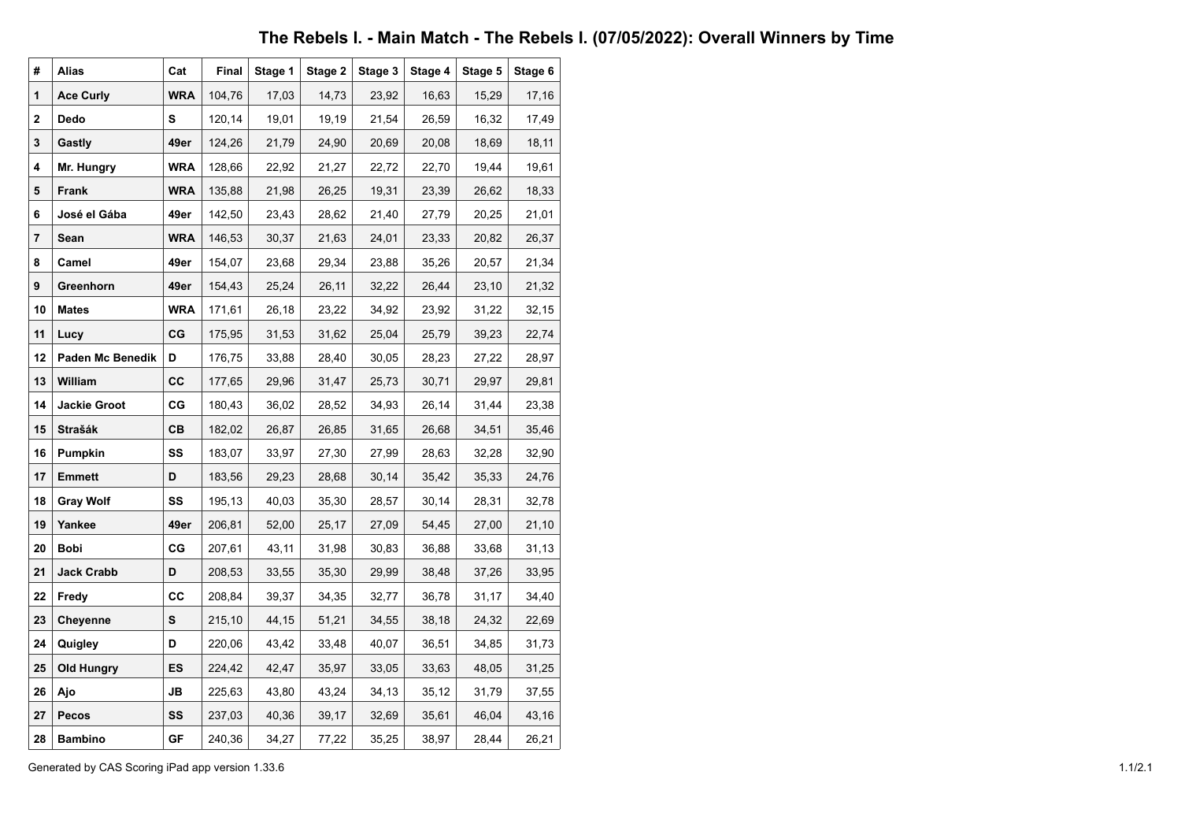# The Rebels I. - Main Match - The Rebels I. (07/05/2022): Overall Winners by Time

| # | Alias | Cat | Final | Stage 1 | Stage 2 | Stage 3 | Stage 4 | Stage 5 | Stage 6 |
|---|---|---|---|---|---|---|---|---|---|
| 1 | **Ace Curly** | **WRA** | 104,76 | 17,03 | 14,73 | 23,92 | 16,63 | 15,29 | 17,16 |
| 2 | **Dedo** | **S** | 120,14 | 19,01 | 19,19 | 21,54 | 26,59 | 16,32 | 17,49 |
| 3 | **Gastly** | **49er** | 124,26 | 21,79 | 24,90 | 20,69 | 20,08 | 18,69 | 18,11 |
| 4 | **Mr. Hungry** | **WRA** | 128,66 | 22,92 | 21,27 | 22,72 | 22,70 | 19,44 | 19,61 |
| 5 | **Frank** | **WRA** | 135,88 | 21,98 | 26,25 | 19,31 | 23,39 | 26,62 | 18,33 |
| 6 | **José el Gába** | **49er** | 142,50 | 23,43 | 28,62 | 21,40 | 27,79 | 20,25 | 21,01 |
| 7 | **Sean** | **WRA** | 146,53 | 30,37 | 21,63 | 24,01 | 23,33 | 20,82 | 26,37 |
| 8 | **Camel** | **49er** | 154,07 | 23,68 | 29,34 | 23,88 | 35,26 | 20,57 | 21,34 |
| 9 | **Greenhorn** | **49er** | 154,43 | 25,24 | 26,11 | 32,22 | 26,44 | 23,10 | 21,32 |
| 10 | **Mates** | **WRA** | 171,61 | 26,18 | 23,22 | 34,92 | 23,92 | 31,22 | 32,15 |
| 11 | **Lucy** | **CG** | 175,95 | 31,53 | 31,62 | 25,04 | 25,79 | 39,23 | 22,74 |
| 12 | **Paden Mc Benedik** | **D** | 176,75 | 33,88 | 28,40 | 30,05 | 28,23 | 27,22 | 28,97 |
| 13 | **William** | **CC** | 177,65 | 29,96 | 31,47 | 25,73 | 30,71 | 29,97 | 29,81 |
| 14 | **Jackie Groot** | **CG** | 180,43 | 36,02 | 28,52 | 34,93 | 26,14 | 31,44 | 23,38 |
| 15 | **Strašák** | **CB** | 182,02 | 26,87 | 26,85 | 31,65 | 26,68 | 34,51 | 35,46 |
| 16 | **Pumpkin** | **SS** | 183,07 | 33,97 | 27,30 | 27,99 | 28,63 | 32,28 | 32,90 |
| 17 | **Emmett** | **D** | 183,56 | 29,23 | 28,68 | 30,14 | 35,42 | 35,33 | 24,76 |
| 18 | **Gray Wolf** | **SS** | 195,13 | 40,03 | 35,30 | 28,57 | 30,14 | 28,31 | 32,78 |
| 19 | **Yankee** | **49er** | 206,81 | 52,00 | 25,17 | 27,09 | 54,45 | 27,00 | 21,10 |
| 20 | **Bobi** | **CG** | 207,61 | 43,11 | 31,98 | 30,83 | 36,88 | 33,68 | 31,13 |
| 21 | **Jack Crabb** | **D** | 208,53 | 33,55 | 35,30 | 29,99 | 38,48 | 37,26 | 33,95 |
| 22 | **Fredy** | **CC** | 208,84 | 39,37 | 34,35 | 32,77 | 36,78 | 31,17 | 34,40 |
| 23 | **Cheyenne** | **S** | 215,10 | 44,15 | 51,21 | 34,55 | 38,18 | 24,32 | 22,69 |
| 24 | **Quigley** | **D** | 220,06 | 43,42 | 33,48 | 40,07 | 36,51 | 34,85 | 31,73 |
| 25 | **Old Hungry** | **ES** | 224,42 | 42,47 | 35,97 | 33,05 | 33,63 | 48,05 | 31,25 |
| 26 | **Ajo** | **JB** | 225,63 | 43,80 | 43,24 | 34,13 | 35,12 | 31,79 | 37,55 |
| 27 | **Pecos** | **SS** | 237,03 | 40,36 | 39,17 | 32,69 | 35,61 | 46,04 | 43,16 |
| 28 | **Bambino** | **GF** | 240,36 | 34,27 | 77,22 | 35,25 | 38,97 | 28,44 | 26,21 |

Generated by CAS Scoring iPad app version 1.33.6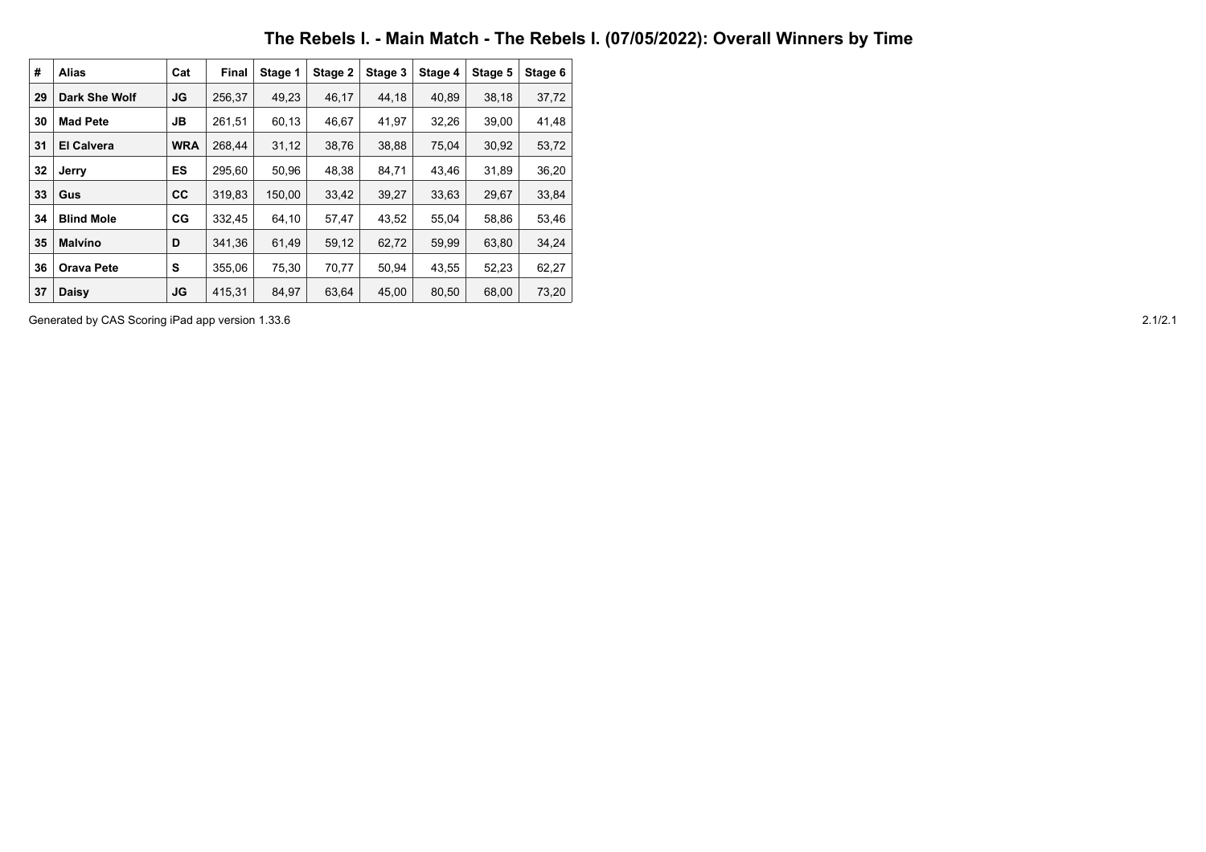# The Rebels I. - Main Match - The Rebels I. (07/05/2022): Overall Winners by Time

| # | Alias | Cat | Final | Stage 1 | Stage 2 | Stage 3 | Stage 4 | Stage 5 | Stage 6 |
|---|---|---|---|---|---|---|---|---|---|
| 29 | Dark She Wolf | JG | 256,37 | 49,23 | 46,17 | 44,18 | 40,89 | 38,18 | 37,72 |
| 30 | Mad Pete | JB | 261,51 | 60,13 | 46,67 | 41,97 | 32,26 | 39,00 | 41,48 |
| 31 | El Calvera | WRA | 268,44 | 31,12 | 38,76 | 38,88 | 75,04 | 30,92 | 53,72 |
| 32 | Jerry | ES | 295,60 | 50,96 | 48,38 | 84,71 | 43,46 | 31,89 | 36,20 |
| 33 | Gus | CC | 319,83 | 150,00 | 33,42 | 39,27 | 33,63 | 29,67 | 33,84 |
| 34 | Blind Mole | CG | 332,45 | 64,10 | 57,47 | 43,52 | 55,04 | 58,86 | 53,46 |
| 35 | Malvíno | D | 341,36 | 61,49 | 59,12 | 62,72 | 59,99 | 63,80 | 34,24 |
| 36 | Orava Pete | S | 355,06 | 75,30 | 70,77 | 50,94 | 43,55 | 52,23 | 62,27 |
| 37 | Daisy | JG | 415,31 | 84,97 | 63,64 | 45,00 | 80,50 | 68,00 | 73,20 |

Generated by CAS Scoring iPad app version 1.33.6